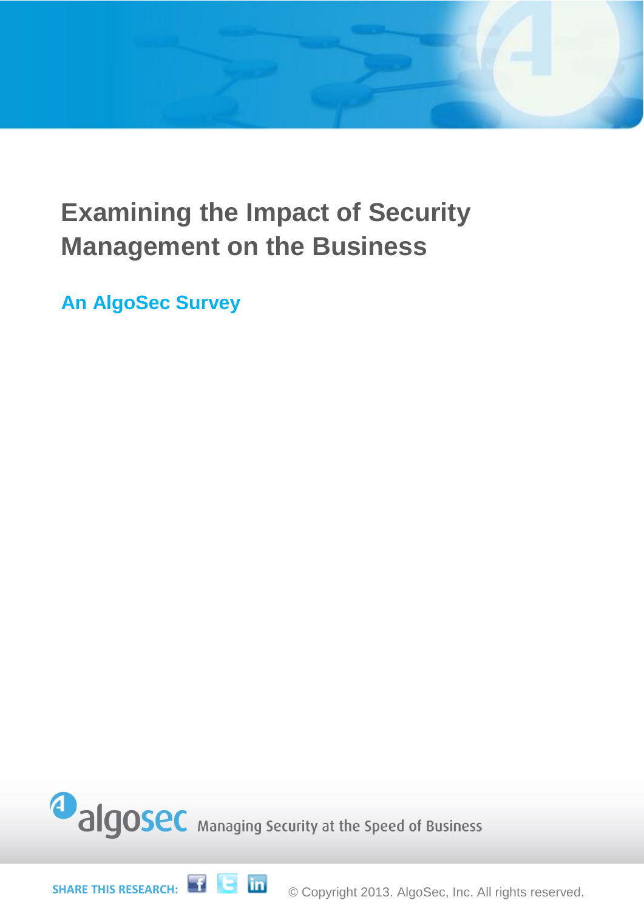# Examining the Impact of Security Management on the Business

## An AlgoSec Survey

algosec Managing Security at the Speed of Business

SHARE THIS RESEARCH:

© Copyright 2013. AlgoSec, Inc. All rights reserved.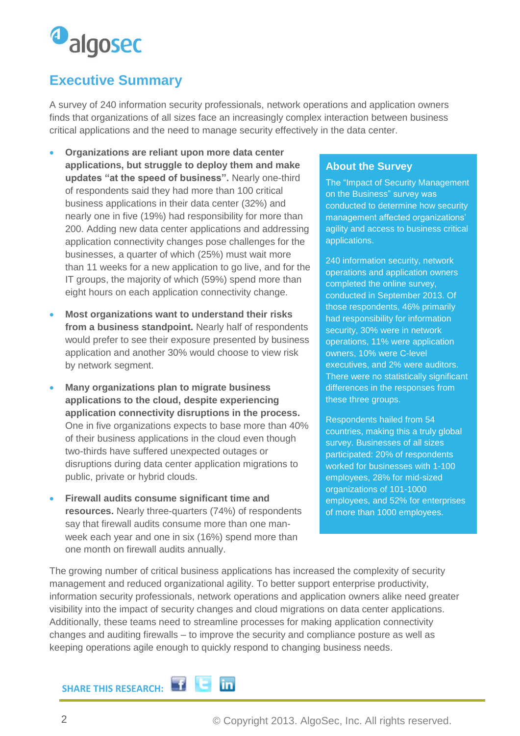# Executive Summary

A survey of 240 information security professionals, network operations and application owners finds that organizations of all sizes face an increasingly complex interaction between business critical applications and the need to manage security effectively in the data center.

- **Organizations are reliant upon more data center applications, but struggle to deploy them and make updates "at the speed of business".** Nearly one-third of respondents said they had more than 100 critical business applications in their data center (32%) and nearly one in five (19%) had responsibility for more than 200. Adding new data center applications and addressing application connectivity changes pose challenges for the businesses, a quarter of which (25%) must wait more than 11 weeks for a new application to go live, and for the IT groups, the majority of which (59%) spend more than eight hours on each application connectivity change.
- **Most organizations want to understand their risks from a business standpoint.** Nearly half of respondents would prefer to see their exposure presented by business application and another 30% would choose to view risk by network segment.
- **Many organizations plan to migrate business applications to the cloud, despite experiencing application connectivity disruptions in the process.** One in five organizations expects to base more than 40% of their business applications in the cloud even though two-thirds have suffered unexpected outages or disruptions during data center application migrations to public, private or hybrid clouds.
- **Firewall audits consume significant time and resources.** Nearly three-quarters (74%) of respondents say that firewall audits consume more than one man-week each year and one in six (16%) spend more than one month on firewall audits annually.

## About the Survey

The "Impact of Security Management on the Business" survey was conducted to determine how security management affected organizations' agility and access to business critical applications.

240 information security, network operations and application owners completed the online survey, conducted in September 2013. Of those respondents, 46% primarily had responsibility for information security, 30% were in network operations, 11% were application owners, 10% were C-level executives, and 2% were auditors. There were no statistically significant differences in the responses from these three groups.

Respondents hailed from 54 countries, making this a truly global survey. Businesses of all sizes participated: 20% of respondents worked for businesses with 1-100 employees, 28% for mid-sized organizations of 101-1000 employees, and 52% for enterprises of more than 1000 employees.

The growing number of critical business applications has increased the complexity of security management and reduced organizational agility. To better support enterprise productivity, information security professionals, network operations and application owners alike need greater visibility into the impact of security changes and cloud migrations on data center applications. Additionally, these teams need to streamline processes for making application connectivity changes and auditing firewalls – to improve the security and compliance posture as well as keeping operations agile enough to quickly respond to changing business needs.

SHARE THIS RESEARCH: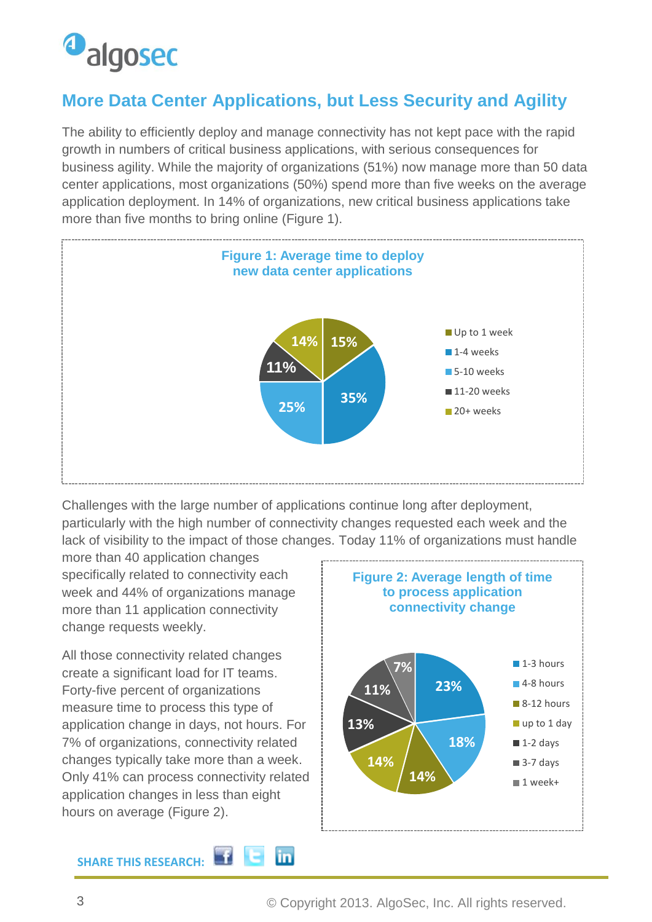## More Data Center Applications, but Less Security and Agility

The ability to efficiently deploy and manage connectivity has not kept pace with the rapid growth in numbers of critical business applications, with serious consequences for business agility. While the majority of organizations (51%) now manage more than 50 data center applications, most organizations (50%) spend more than five weeks on the average application deployment. In 14% of organizations, new critical business applications take more than five months to bring online (Figure 1).

**Figure 1: Average time to deploy new data center applications**

15%
35%
25%
11%
14%

Up to 1 week
1-4 weeks
5-10 weeks
11-20 weeks
20+ weeks

Challenges with the large number of applications continue long after deployment, particularly with the high number of connectivity changes requested each week and the lack of visibility to the impact of those changes. Today 11% of organizations must handle more than 40 application changes specifically related to connectivity each week and 44% of organizations manage more than 11 application connectivity change requests weekly.

All those connectivity related changes create a significant load for IT teams. Forty-five percent of organizations measure time to process this type of application change in days, not hours. For 7% of organizations, connectivity related changes typically take more than a week. Only 41% can process connectivity related application changes in less than eight hours on average (Figure 2).

**Figure 2: Average length of time to process application connectivity change**

23%
18%
14%
14%
13%
11%
7%

1-3 hours
4-8 hours
8-12 hours
up to 1 day
1-2 days
3-7 days
1 week+

SHARE THIS RESEARCH: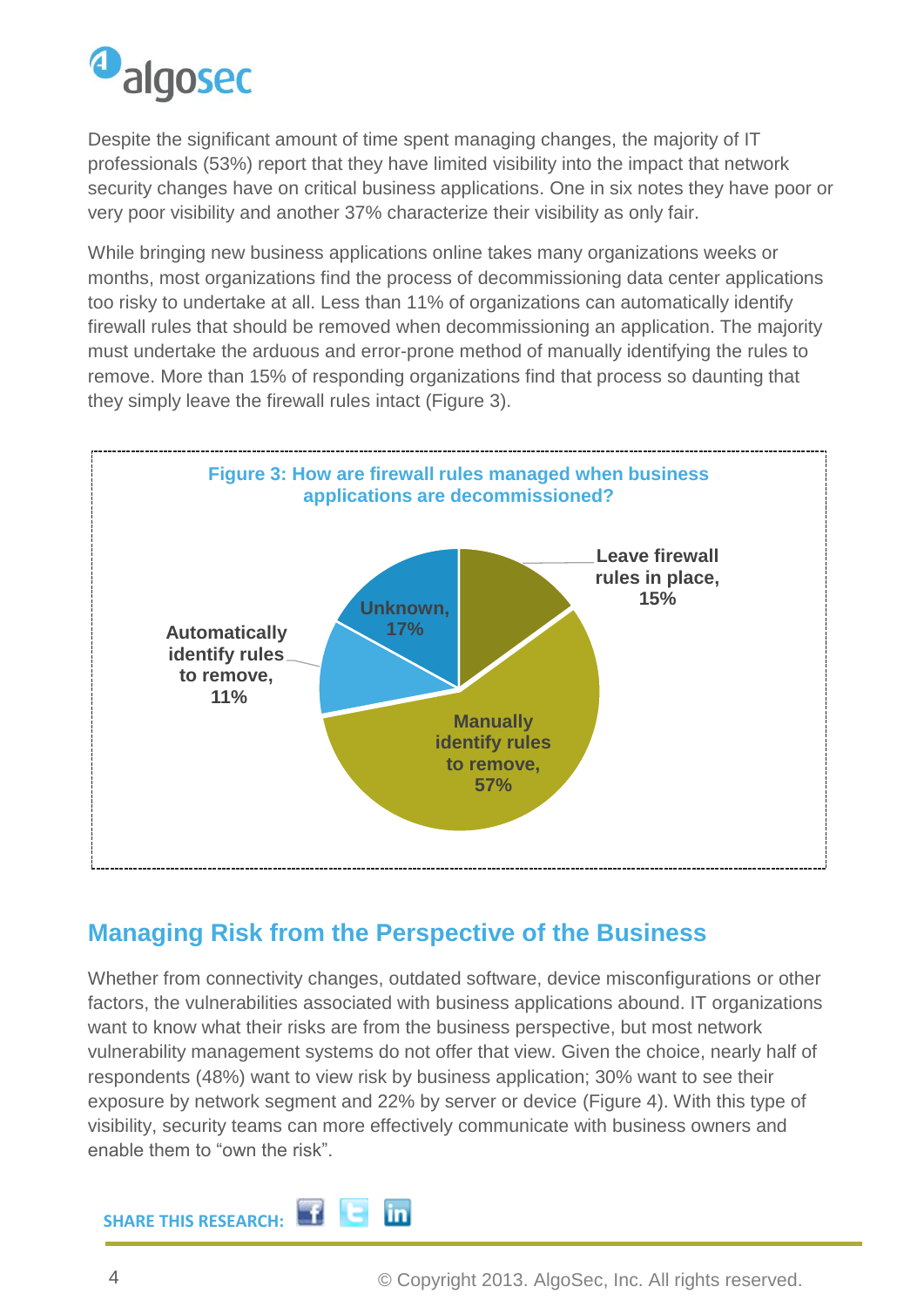Despite the significant amount of time spent managing changes, the majority of IT professionals (53%) report that they have limited visibility into the impact that network security changes have on critical business applications. One in six notes they have poor or very poor visibility and another 37% characterize their visibility as only fair.

While bringing new business applications online takes many organizations weeks or months, most organizations find the process of decommissioning data center applications too risky to undertake at all. Less than 11% of organizations can automatically identify firewall rules that should be removed when decommissioning an application. The majority must undertake the arduous and error-prone method of manually identifying the rules to remove. More than 15% of responding organizations find that process so daunting that they simply leave the firewall rules intact (Figure 3).

**Figure 3: How are firewall rules managed when business applications are decommissioned?**

Leave firewall rules in place, 15%

Manually identify rules to remove, 57%

Automatically identify rules to remove, 11%

Unknown, 17%

## Managing Risk from the Perspective of the Business

Whether from connectivity changes, outdated software, device misconfigurations or other factors, the vulnerabilities associated with business applications abound. IT organizations want to know what their risks are from the business perspective, but most network vulnerability management systems do not offer that view. Given the choice, nearly half of respondents (48%) want to view risk by business application; 30% want to see their exposure by network segment and 22% by server or device (Figure 4). With this type of visibility, security teams can more effectively communicate with business owners and enable them to “own the risk”.

SHARE THIS RESEARCH:

© Copyright 2013. AlgoSec, Inc. All rights reserved.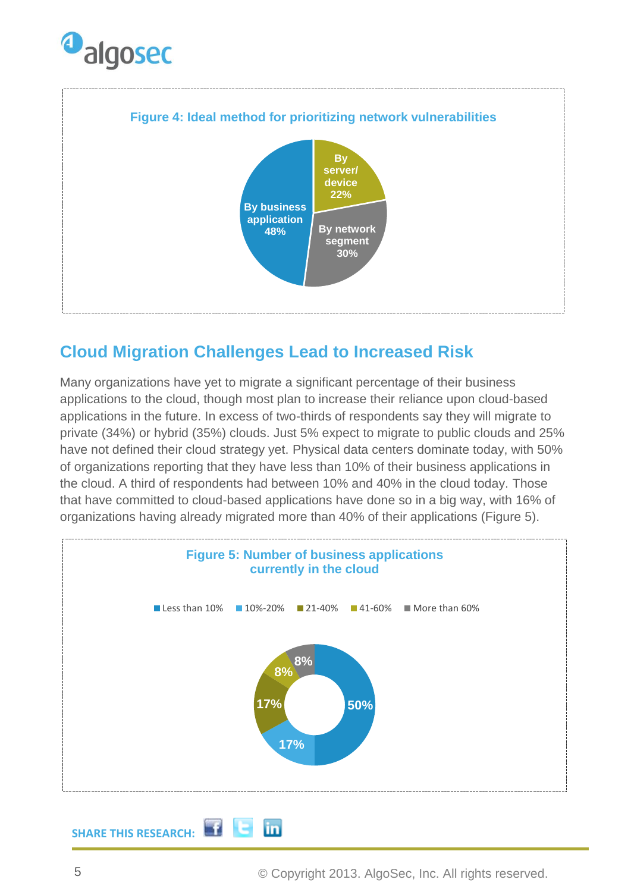**Figure 4: Ideal method for prioritizing network vulnerabilities**

By server/ device 22%

By network segment 30%

By business application 48%

## Cloud Migration Challenges Lead to Increased Risk

Many organizations have yet to migrate a significant percentage of their business applications to the cloud, though most plan to increase their reliance upon cloud-based applications in the future. In excess of two-thirds of respondents say they will migrate to private (34%) or hybrid (35%) clouds. Just 5% expect to migrate to public clouds and 25% have not defined their cloud strategy yet. Physical data centers dominate today, with 50% of organizations reporting that they have less than 10% of their business applications in the cloud. A third of respondents had between 10% and 40% in the cloud today. Those that have committed to cloud-based applications have done so in a big way, with 16% of organizations having already migrated more than 40% of their applications (Figure 5).

**Figure 5: Number of business applications currently in the cloud**

Less than 10% | 10%-20% | 21-40% | 41-60% | More than 60%

50%

17%

17%

8%

8%

SHARE THIS RESEARCH:

© Copyright 2013. AlgoSec, Inc. All rights reserved.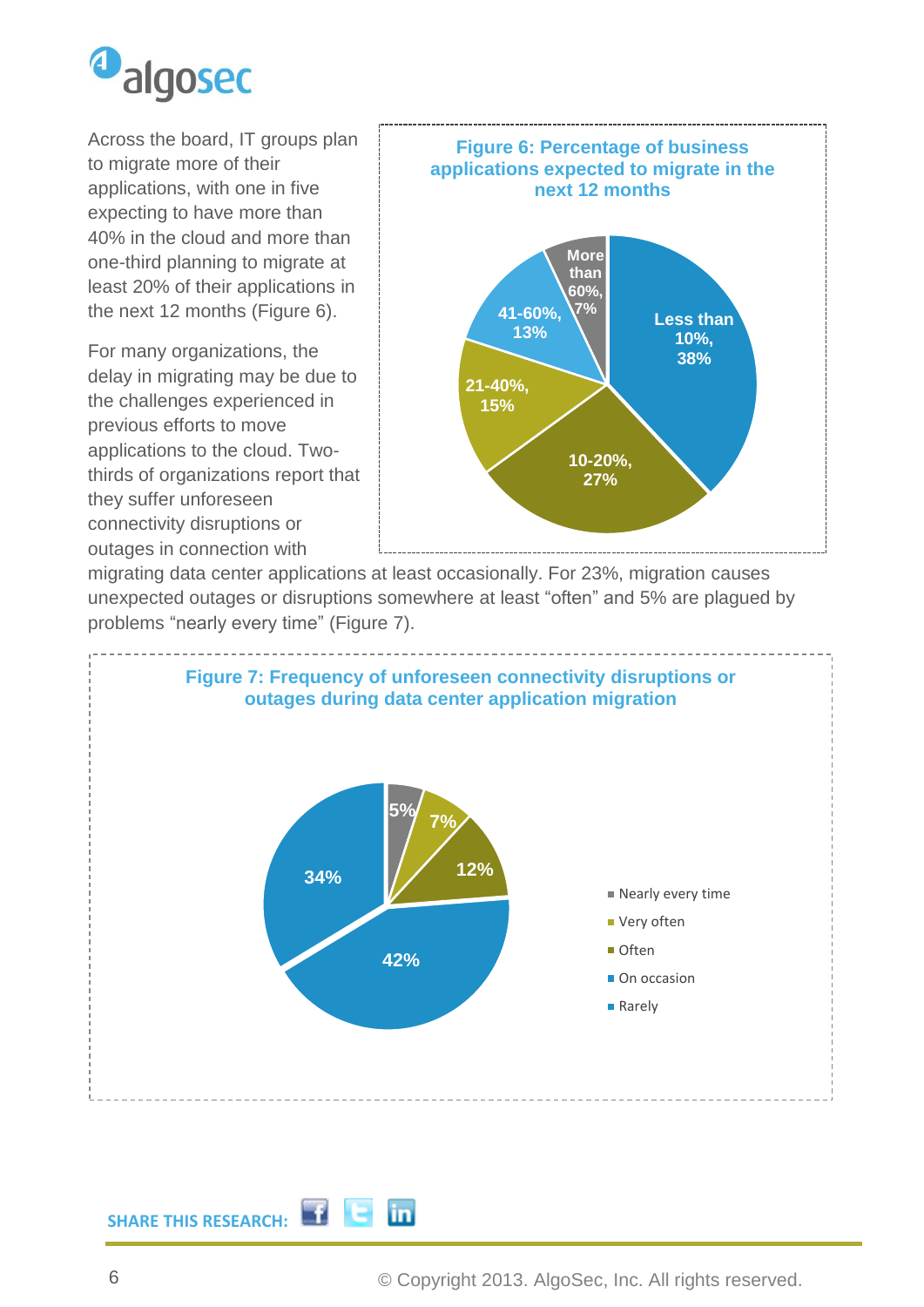Across the board, IT groups plan to migrate more of their applications, with one in five expecting to have more than 40% in the cloud and more than one-third planning to migrate at least 20% of their applications in the next 12 months (Figure 6).

**Figure 6: Percentage of business applications expected to migrate in the next 12 months**

Less than 10%, 38%

10-20%, 27%

21-40%, 15%

41-60%, 13%

More than 60%, 7%

For many organizations, the delay in migrating may be due to the challenges experienced in previous efforts to move applications to the cloud. Two-thirds of organizations report that they suffer unforeseen connectivity disruptions or outages in connection with migrating data center applications at least occasionally. For 23%, migration causes unexpected outages or disruptions somewhere at least "often" and 5% are plagued by problems "nearly every time" (Figure 7).

**Figure 7: Frequency of unforeseen connectivity disruptions or outages during data center application migration**

5%

7%

12%

42%

34%

Nearly every time

Very often

Often

On occasion

Rarely

SHARE THIS RESEARCH:

© Copyright 2013. AlgoSec, Inc. All rights reserved.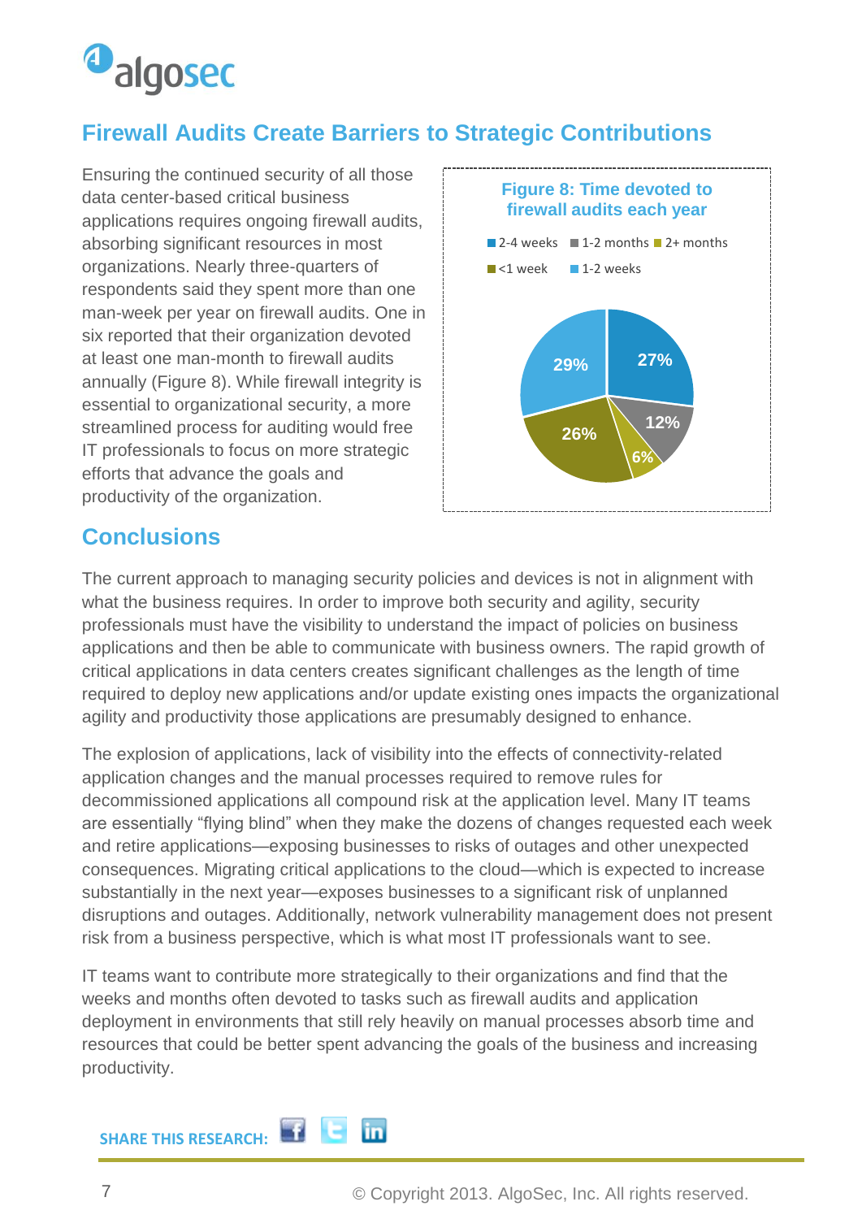## Firewall Audits Create Barriers to Strategic Contributions

Ensuring the continued security of all those data center-based critical business applications requires ongoing firewall audits, absorbing significant resources in most organizations. Nearly three-quarters of respondents said they spent more than one man-week per year on firewall audits. One in six reported that their organization devoted at least one man-month to firewall audits annually (Figure 8). While firewall integrity is essential to organizational security, a more streamlined process for auditing would free IT professionals to focus on more strategic efforts that advance the goals and productivity of the organization.

**Figure 8: Time devoted to firewall audits each year**

2-4 weeks
1-2 months
2+ months
<1 week
1-2 weeks

27%
12%
6%
26%
29%

## Conclusions

The current approach to managing security policies and devices is not in alignment with what the business requires. In order to improve both security and agility, security professionals must have the visibility to understand the impact of policies on business applications and then be able to communicate with business owners. The rapid growth of critical applications in data centers creates significant challenges as the length of time required to deploy new applications and/or update existing ones impacts the organizational agility and productivity those applications are presumably designed to enhance.

The explosion of applications, lack of visibility into the effects of connectivity-related application changes and the manual processes required to remove rules for decommissioned applications all compound risk at the application level. Many IT teams are essentially "flying blind" when they make the dozens of changes requested each week and retire applications—exposing businesses to risks of outages and other unexpected consequences. Migrating critical applications to the cloud—which is expected to increase substantially in the next year—exposes businesses to a significant risk of unplanned disruptions and outages. Additionally, network vulnerability management does not present risk from a business perspective, which is what most IT professionals want to see.

IT teams want to contribute more strategically to their organizations and find that the weeks and months often devoted to tasks such as firewall audits and application deployment in environments that still rely heavily on manual processes absorb time and resources that could be better spent advancing the goals of the business and increasing productivity.

**SHARE THIS RESEARCH:**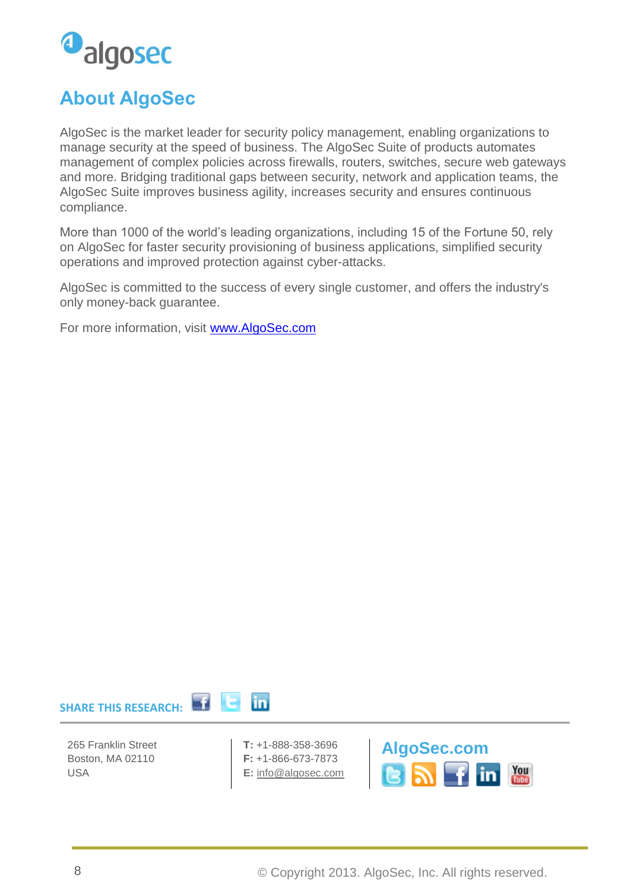# About AlgoSec

AlgoSec is the market leader for security policy management, enabling organizations to manage security at the speed of business. The AlgoSec Suite of products automates management of complex policies across firewalls, routers, switches, secure web gateways and more. Bridging traditional gaps between security, network and application teams, the AlgoSec Suite improves business agility, increases security and ensures continuous compliance.

More than 1000 of the world's leading organizations, including 15 of the Fortune 50, rely on AlgoSec for faster security provisioning of business applications, simplified security operations and improved protection against cyber-attacks.

AlgoSec is committed to the success of every single customer, and offers the industry's only money-back guarantee.

For more information, visit [www.AlgoSec.com](http://www.AlgoSec.com)

**SHARE THIS RESEARCH:**

265 Franklin Street
Boston, MA 02110
USA

**T:** +1-888-358-3696
**F:** +1-866-673-7873
**E:** info@algosec.com

**AlgoSec.com**

© Copyright 2013. AlgoSec, Inc. All rights reserved.